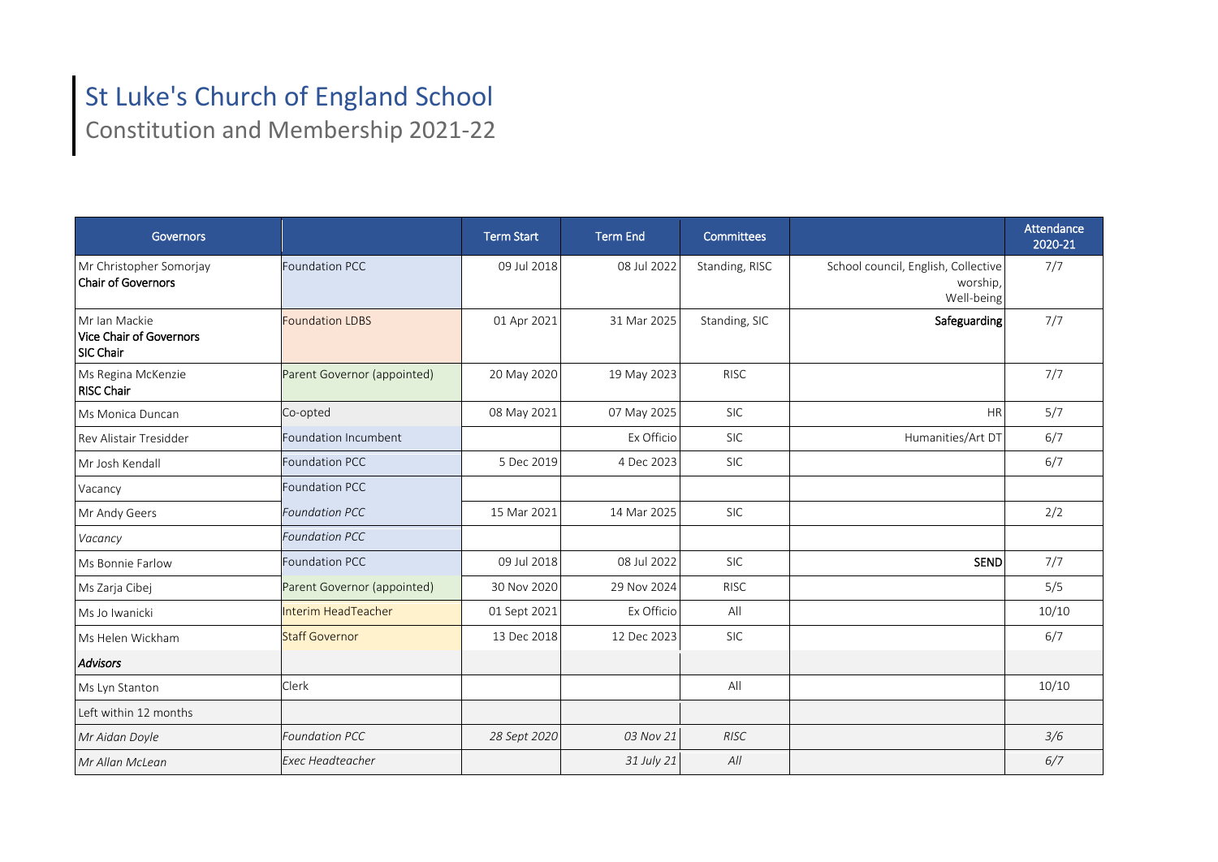# St Luke's Church of England School

## Constitution and Membership 2021-22

| Governors | | Term Start | Term End | Committees | | Attendance 2020-21 |
|---|---|---|---|---|---|---|
| Mr Christopher Somorjay **Chair of Governors** | Foundation PCC | 09 Jul 2018 | 08 Jul 2022 | Standing, RISC | School council, English, Collective worship, Well-being | 7/7 |
| Mr Ian Mackie **Vice Chair of Governors** **SIC Chair** | Foundation LDBS | 01 Apr 2021 | 31 Mar 2025 | Standing, SIC | **Safeguarding** | 7/7 |
| Ms Regina McKenzie **RISC Chair** | Parent Governor (appointed) | 20 May 2020 | 19 May 2023 | RISC | | 7/7 |
| Ms Monica Duncan | Co-opted | 08 May 2021 | 07 May 2025 | SIC | HR | 5/7 |
| Rev Alistair Tresidder | Foundation Incumbent | | Ex Officio | SIC | Humanities/Art DT | 6/7 |
| Mr Josh Kendall | Foundation PCC | 5 Dec 2019 | 4 Dec 2023 | SIC | | 6/7 |
| Vacancy | Foundation PCC | | | | | |
| Mr Andy Geers | *Foundation PCC* | 15 Mar 2021 | 14 Mar 2025 | SIC | | 2/2 |
| *Vacancy* | *Foundation PCC* | | | | | |
| Ms Bonnie Farlow | Foundation PCC | 09 Jul 2018 | 08 Jul 2022 | SIC | **SEND** | 7/7 |
| Ms Zarja Cibej | Parent Governor (appointed) | 30 Nov 2020 | 29 Nov 2024 | RISC | | 5/5 |
| Ms Jo Iwanicki | Interim HeadTeacher | 01 Sept 2021 | Ex Officio | All | | 10/10 |
| Ms Helen Wickham | Staff Governor | 13 Dec 2018 | 12 Dec 2023 | SIC | | 6/7 |
| ***Advisors*** | | | | | | |
| Ms Lyn Stanton | Clerk | | | All | | 10/10 |
| Left within 12 months | | | | | | |
| *Mr Aidan Doyle* | *Foundation PCC* | *28 Sept 2020* | *03 Nov 21* | *RISC* | | *3/6* |
| *Mr Allan McLean* | *Exec Headteacher* | | *31 July 21* | *All* | | *6/7* |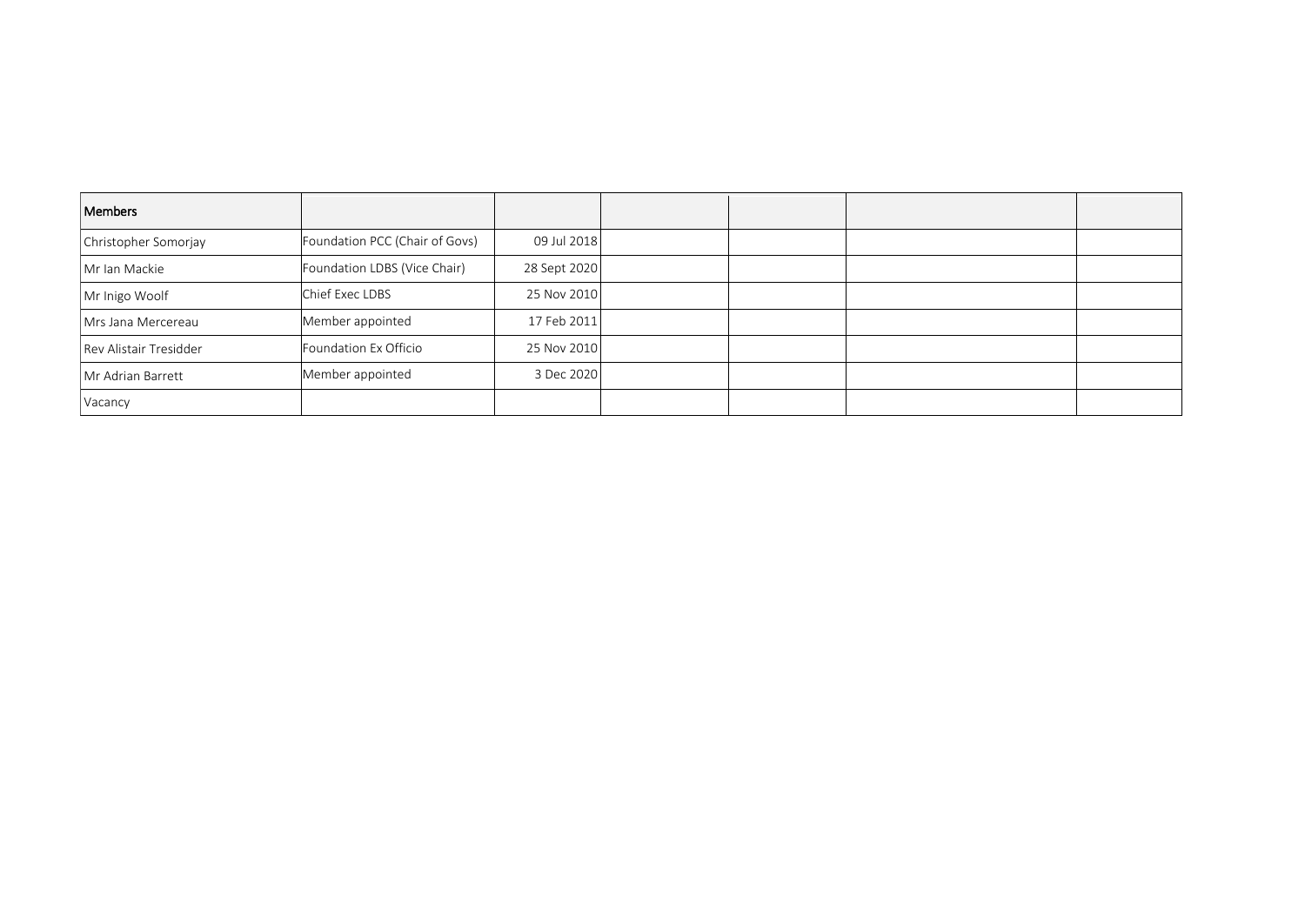| Members | | | | | | |
|---|---|---|---|---|---|---|
| Christopher Somorjay | Foundation PCC (Chair of Govs) | 09 Jul 2018 | | | | |
| Mr Ian Mackie | Foundation LDBS (Vice Chair) | 28 Sept 2020 | | | | |
| Mr Inigo Woolf | Chief Exec LDBS | 25 Nov 2010 | | | | |
| Mrs Jana Mercereau | Member appointed | 17 Feb 2011 | | | | |
| Rev Alistair Tresidder | Foundation Ex Officio | 25 Nov 2010 | | | | |
| Mr Adrian Barrett | Member appointed | 3 Dec 2020 | | | | |
| Vacancy | | | | | | |